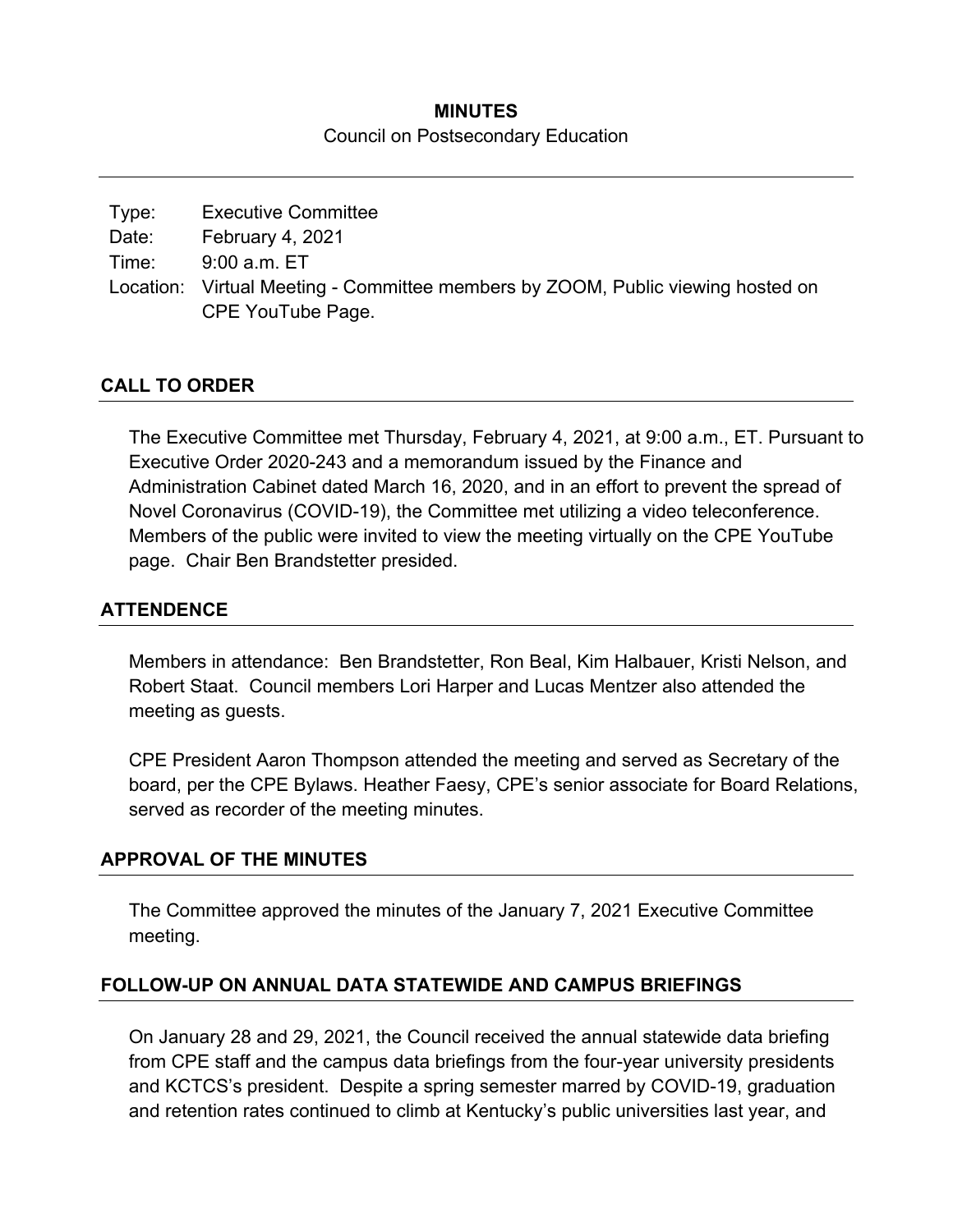# MINUTES

Council on Postsecondary Education

| | |
|---|---|
| Type: | Executive Committee |
| Date: | February 4, 2021 |
| Time: | 9:00 a.m. ET |
| Location: | Virtual Meeting - Committee members by ZOOM, Public viewing hosted on CPE YouTube Page. |

## CALL TO ORDER

The Executive Committee met Thursday, February 4, 2021, at 9:00 a.m., ET. Pursuant to Executive Order 2020-243 and a memorandum issued by the Finance and Administration Cabinet dated March 16, 2020, and in an effort to prevent the spread of Novel Coronavirus (COVID-19), the Committee met utilizing a video teleconference. Members of the public were invited to view the meeting virtually on the CPE YouTube page. Chair Ben Brandstetter presided.

## ATTENDENCE

Members in attendance: Ben Brandstetter, Ron Beal, Kim Halbauer, Kristi Nelson, and Robert Staat. Council members Lori Harper and Lucas Mentzer also attended the meeting as guests.

CPE President Aaron Thompson attended the meeting and served as Secretary of the board, per the CPE Bylaws. Heather Faesy, CPE's senior associate for Board Relations, served as recorder of the meeting minutes.

## APPROVAL OF THE MINUTES

The Committee approved the minutes of the January 7, 2021 Executive Committee meeting.

## FOLLOW-UP ON ANNUAL DATA STATEWIDE AND CAMPUS BRIEFINGS

On January 28 and 29, 2021, the Council received the annual statewide data briefing from CPE staff and the campus data briefings from the four-year university presidents and KCTCS's president. Despite a spring semester marred by COVID-19, graduation and retention rates continued to climb at Kentucky's public universities last year, and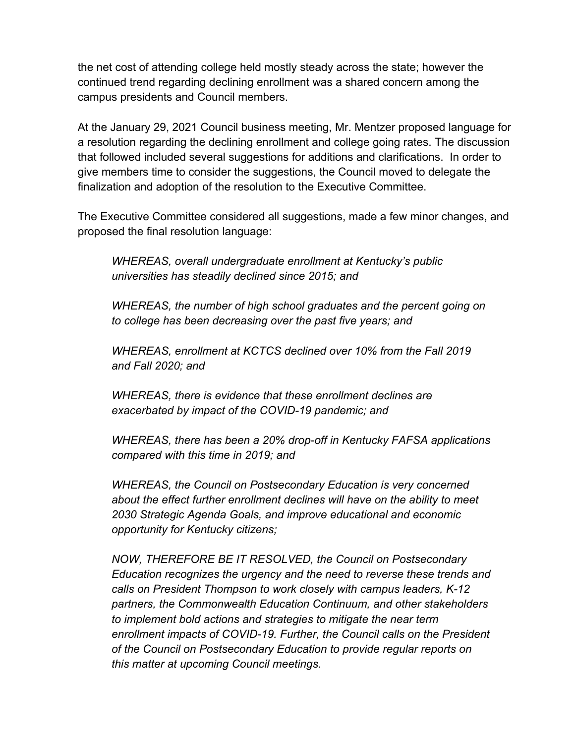the net cost of attending college held mostly steady across the state; however the continued trend regarding declining enrollment was a shared concern among the campus presidents and Council members.

At the January 29, 2021 Council business meeting, Mr. Mentzer proposed language for a resolution regarding the declining enrollment and college going rates. The discussion that followed included several suggestions for additions and clarifications. In order to give members time to consider the suggestions, the Council moved to delegate the finalization and adoption of the resolution to the Executive Committee.

The Executive Committee considered all suggestions, made a few minor changes, and proposed the final resolution language:

> *WHEREAS, overall undergraduate enrollment at Kentucky's public universities has steadily declined since 2015; and*
>
> *WHEREAS, the number of high school graduates and the percent going on to college has been decreasing over the past five years; and*
>
> *WHEREAS, enrollment at KCTCS declined over 10% from the Fall 2019 and Fall 2020; and*
>
> *WHEREAS, there is evidence that these enrollment declines are exacerbated by impact of the COVID-19 pandemic; and*
>
> *WHEREAS, there has been a 20% drop-off in Kentucky FAFSA applications compared with this time in 2019; and*
>
> *WHEREAS, the Council on Postsecondary Education is very concerned about the effect further enrollment declines will have on the ability to meet 2030 Strategic Agenda Goals, and improve educational and economic opportunity for Kentucky citizens;*
>
> *NOW, THEREFORE BE IT RESOLVED, the Council on Postsecondary Education recognizes the urgency and the need to reverse these trends and calls on President Thompson to work closely with campus leaders, K-12 partners, the Commonwealth Education Continuum, and other stakeholders to implement bold actions and strategies to mitigate the near term enrollment impacts of COVID-19. Further, the Council calls on the President of the Council on Postsecondary Education to provide regular reports on this matter at upcoming Council meetings.*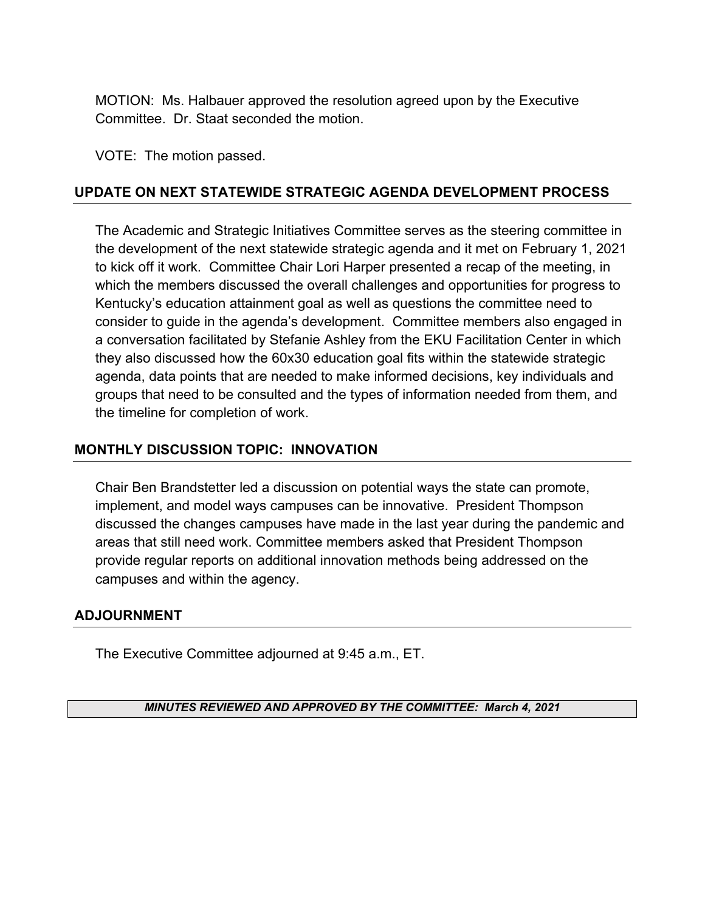MOTION: Ms. Halbauer approved the resolution agreed upon by the Executive Committee. Dr. Staat seconded the motion.

VOTE: The motion passed.

## UPDATE ON NEXT STATEWIDE STRATEGIC AGENDA DEVELOPMENT PROCESS

The Academic and Strategic Initiatives Committee serves as the steering committee in the development of the next statewide strategic agenda and it met on February 1, 2021 to kick off it work. Committee Chair Lori Harper presented a recap of the meeting, in which the members discussed the overall challenges and opportunities for progress to Kentucky's education attainment goal as well as questions the committee need to consider to guide in the agenda's development. Committee members also engaged in a conversation facilitated by Stefanie Ashley from the EKU Facilitation Center in which they also discussed how the 60x30 education goal fits within the statewide strategic agenda, data points that are needed to make informed decisions, key individuals and groups that need to be consulted and the types of information needed from them, and the timeline for completion of work.

## MONTHLY DISCUSSION TOPIC: INNOVATION

Chair Ben Brandstetter led a discussion on potential ways the state can promote, implement, and model ways campuses can be innovative. President Thompson discussed the changes campuses have made in the last year during the pandemic and areas that still need work. Committee members asked that President Thompson provide regular reports on additional innovation methods being addressed on the campuses and within the agency.

## ADJOURNMENT

The Executive Committee adjourned at 9:45 a.m., ET.

***MINUTES REVIEWED AND APPROVED BY THE COMMITTEE: March 4, 2021***